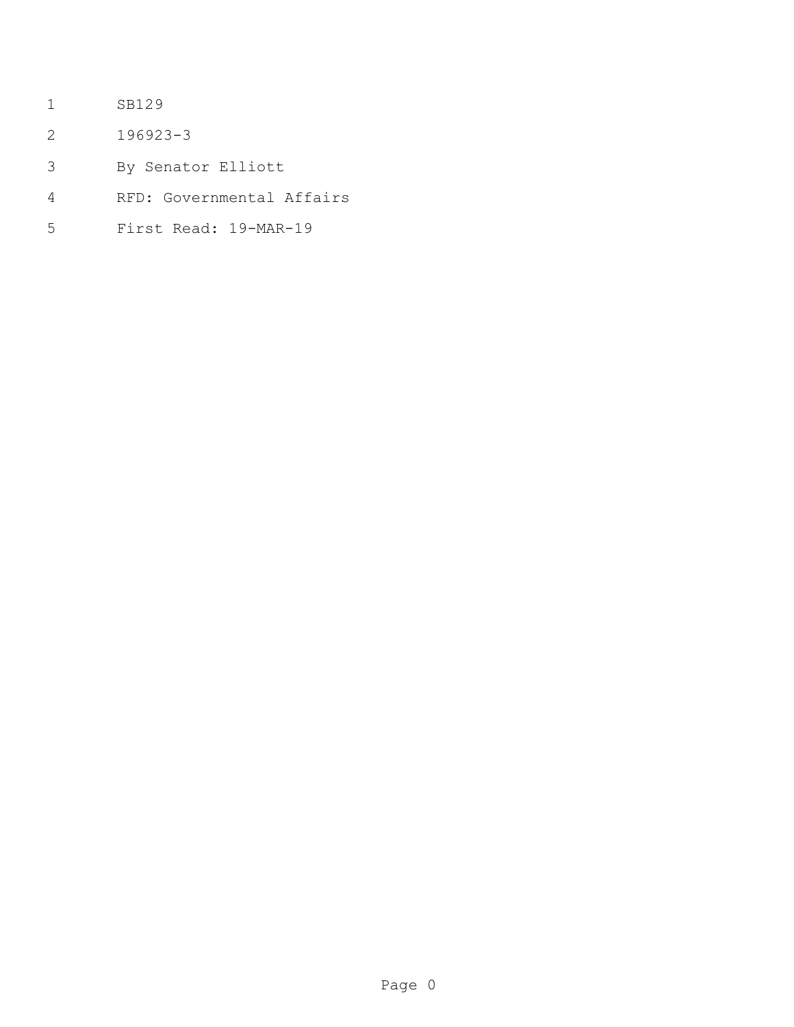SB129

196923-3

By Senator Elliott

RFD: Governmental Affairs

First Read: 19-MAR-19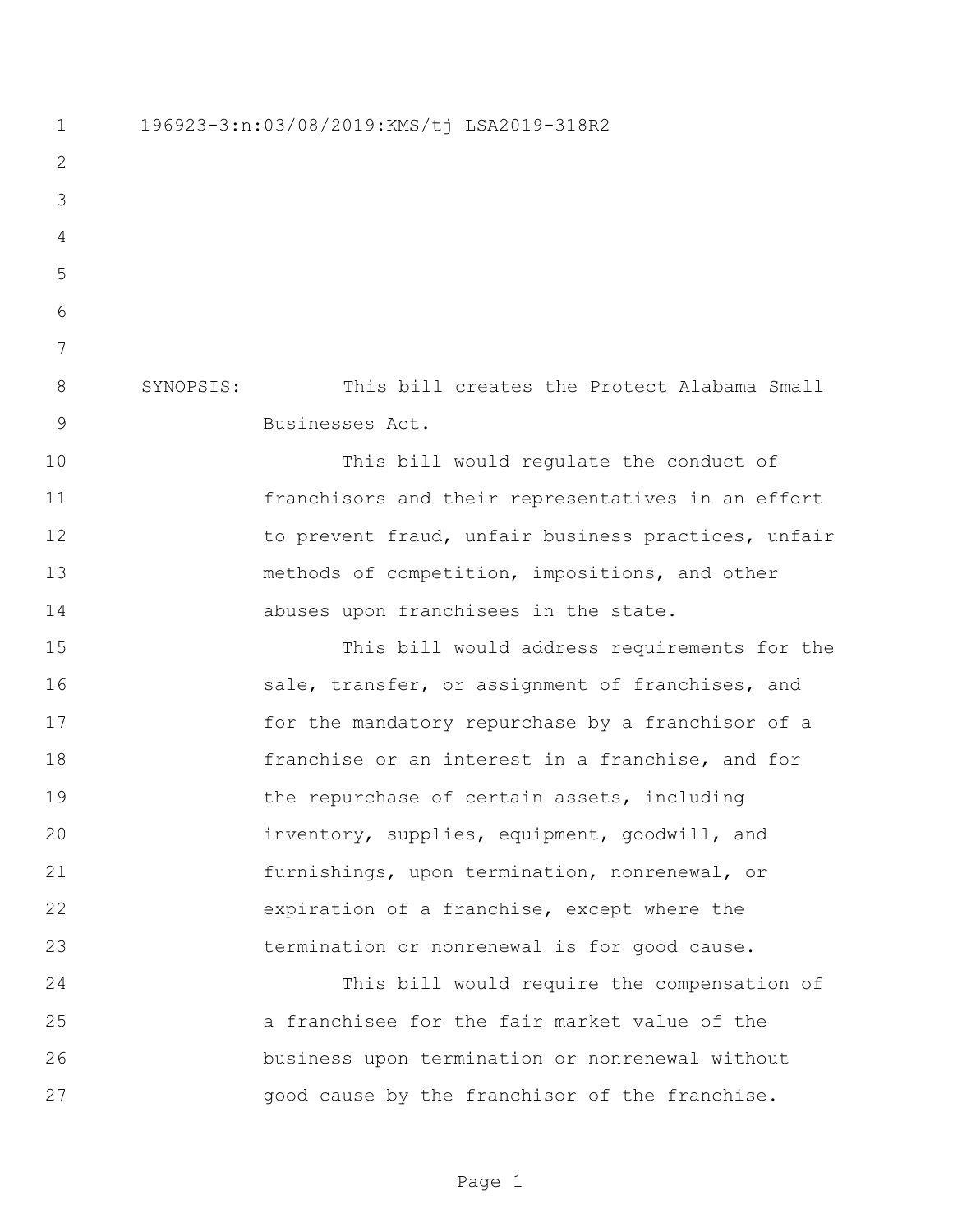196923-3:n:03/08/2019:KMS/tj LSA2019-318R2

SYNOPSIS: This bill creates the Protect Alabama Small Businesses Act.

This bill would regulate the conduct of franchisors and their representatives in an effort to prevent fraud, unfair business practices, unfair methods of competition, impositions, and other abuses upon franchisees in the state.

This bill would address requirements for the sale, transfer, or assignment of franchises, and for the mandatory repurchase by a franchisor of a franchise or an interest in a franchise, and for the repurchase of certain assets, including inventory, supplies, equipment, goodwill, and furnishings, upon termination, nonrenewal, or expiration of a franchise, except where the termination or nonrenewal is for good cause.

This bill would require the compensation of a franchisee for the fair market value of the business upon termination or nonrenewal without good cause by the franchisor of the franchise.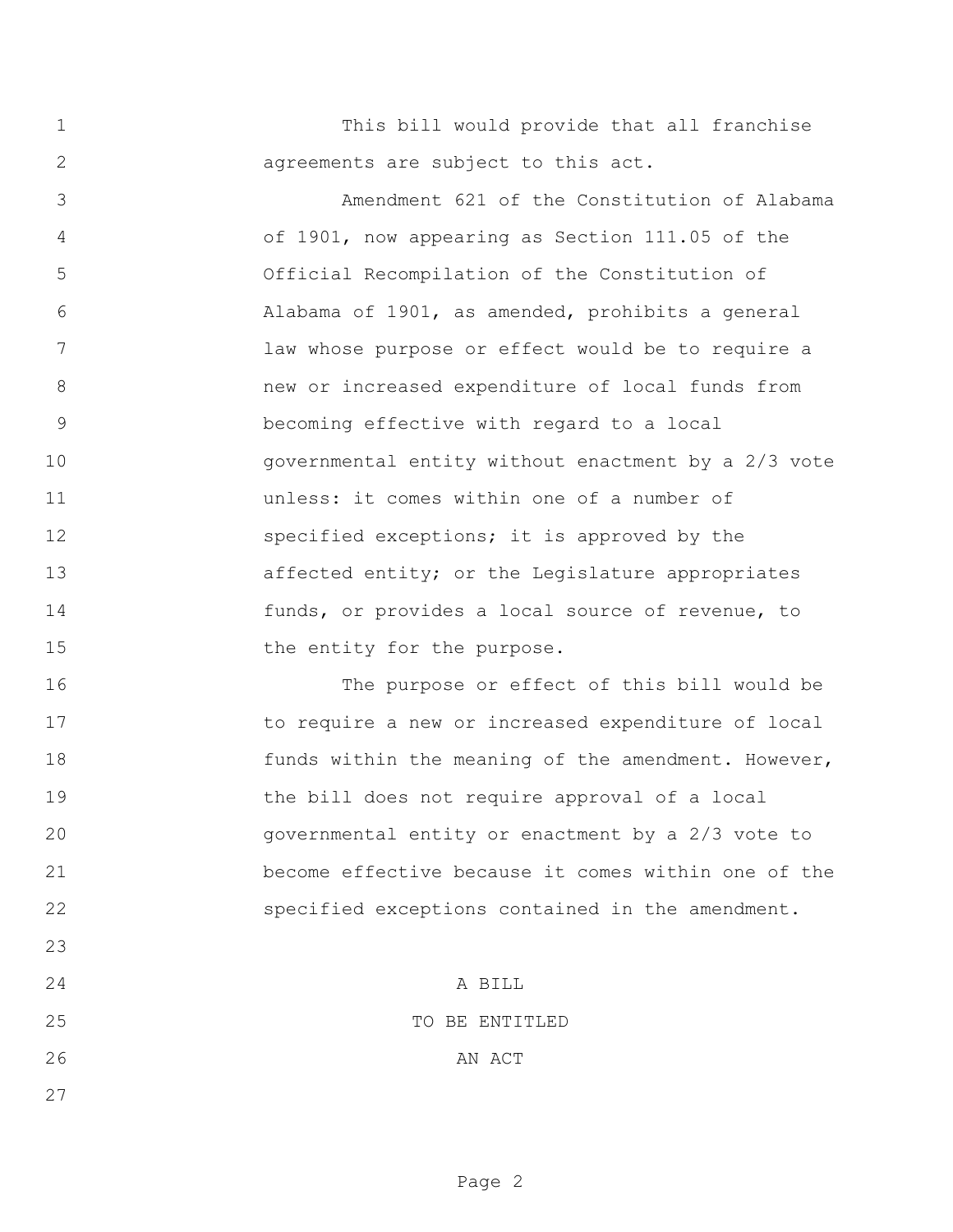This bill would provide that all franchise agreements are subject to this act.

Amendment 621 of the Constitution of Alabama of 1901, now appearing as Section 111.05 of the Official Recompilation of the Constitution of Alabama of 1901, as amended, prohibits a general law whose purpose or effect would be to require a new or increased expenditure of local funds from becoming effective with regard to a local governmental entity without enactment by a 2/3 vote unless: it comes within one of a number of specified exceptions; it is approved by the affected entity; or the Legislature appropriates funds, or provides a local source of revenue, to the entity for the purpose.

The purpose or effect of this bill would be to require a new or increased expenditure of local funds within the meaning of the amendment. However, the bill does not require approval of a local governmental entity or enactment by a 2/3 vote to become effective because it comes within one of the specified exceptions contained in the amendment.

A BILL

TO BE ENTITLED

AN ACT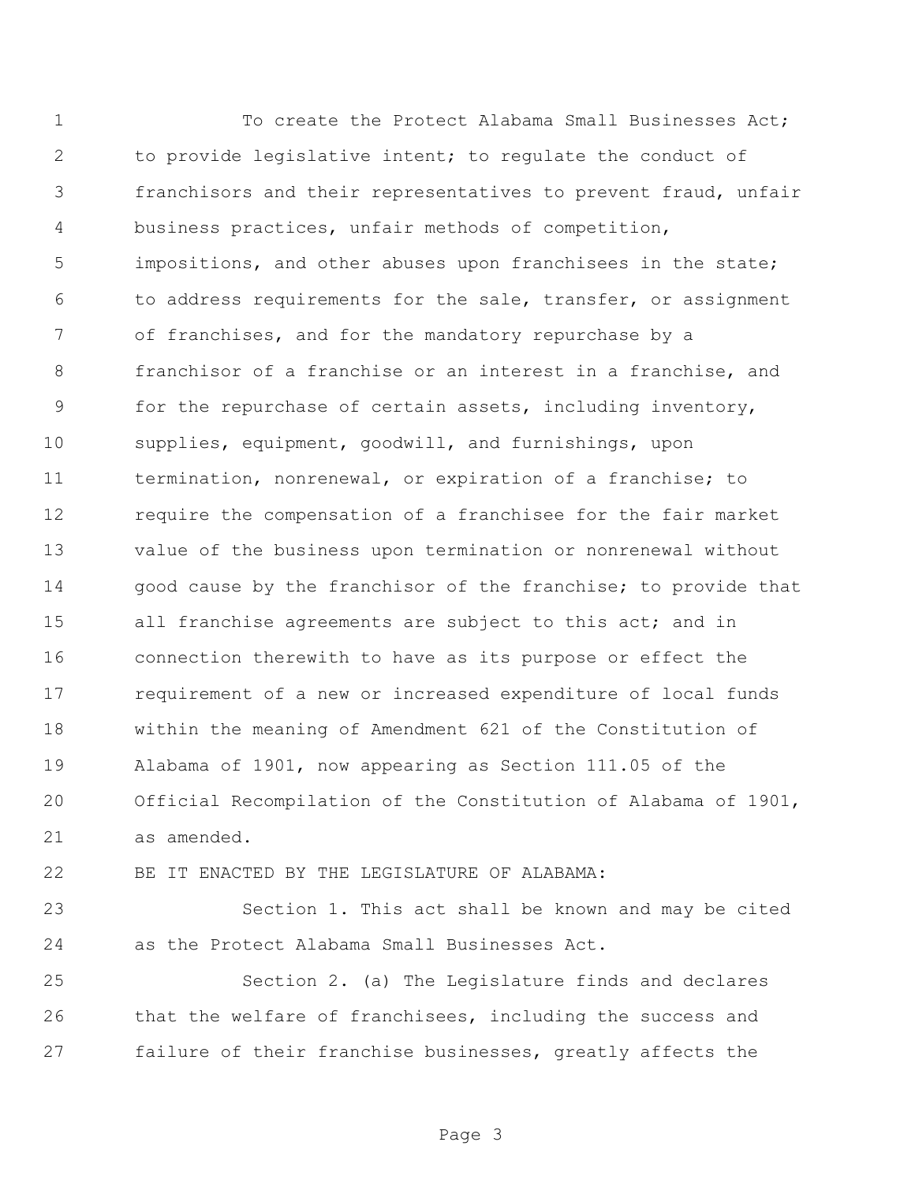To create the Protect Alabama Small Businesses Act; to provide legislative intent; to regulate the conduct of franchisors and their representatives to prevent fraud, unfair business practices, unfair methods of competition, impositions, and other abuses upon franchisees in the state; to address requirements for the sale, transfer, or assignment of franchises, and for the mandatory repurchase by a franchisor of a franchise or an interest in a franchise, and for the repurchase of certain assets, including inventory, supplies, equipment, goodwill, and furnishings, upon termination, nonrenewal, or expiration of a franchise; to require the compensation of a franchisee for the fair market value of the business upon termination or nonrenewal without good cause by the franchisor of the franchise; to provide that all franchise agreements are subject to this act; and in connection therewith to have as its purpose or effect the requirement of a new or increased expenditure of local funds within the meaning of Amendment 621 of the Constitution of Alabama of 1901, now appearing as Section 111.05 of the Official Recompilation of the Constitution of Alabama of 1901, as amended.

BE IT ENACTED BY THE LEGISLATURE OF ALABAMA:

Section 1. This act shall be known and may be cited as the Protect Alabama Small Businesses Act.

Section 2. (a) The Legislature finds and declares that the welfare of franchisees, including the success and failure of their franchise businesses, greatly affects the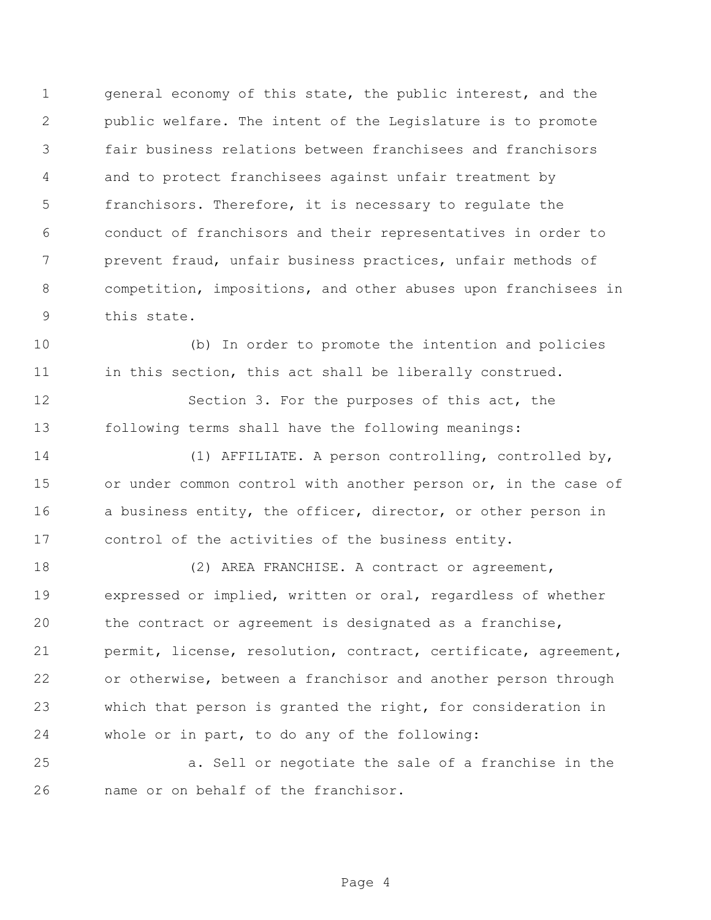general economy of this state, the public interest, and the public welfare. The intent of the Legislature is to promote fair business relations between franchisees and franchisors and to protect franchisees against unfair treatment by franchisors. Therefore, it is necessary to regulate the conduct of franchisors and their representatives in order to prevent fraud, unfair business practices, unfair methods of competition, impositions, and other abuses upon franchisees in this state.

(b) In order to promote the intention and policies in this section, this act shall be liberally construed.

Section 3. For the purposes of this act, the following terms shall have the following meanings:

(1) AFFILIATE. A person controlling, controlled by, or under common control with another person or, in the case of a business entity, the officer, director, or other person in control of the activities of the business entity.

(2) AREA FRANCHISE. A contract or agreement, expressed or implied, written or oral, regardless of whether the contract or agreement is designated as a franchise, permit, license, resolution, contract, certificate, agreement, or otherwise, between a franchisor and another person through which that person is granted the right, for consideration in whole or in part, to do any of the following:

a. Sell or negotiate the sale of a franchise in the name or on behalf of the franchisor.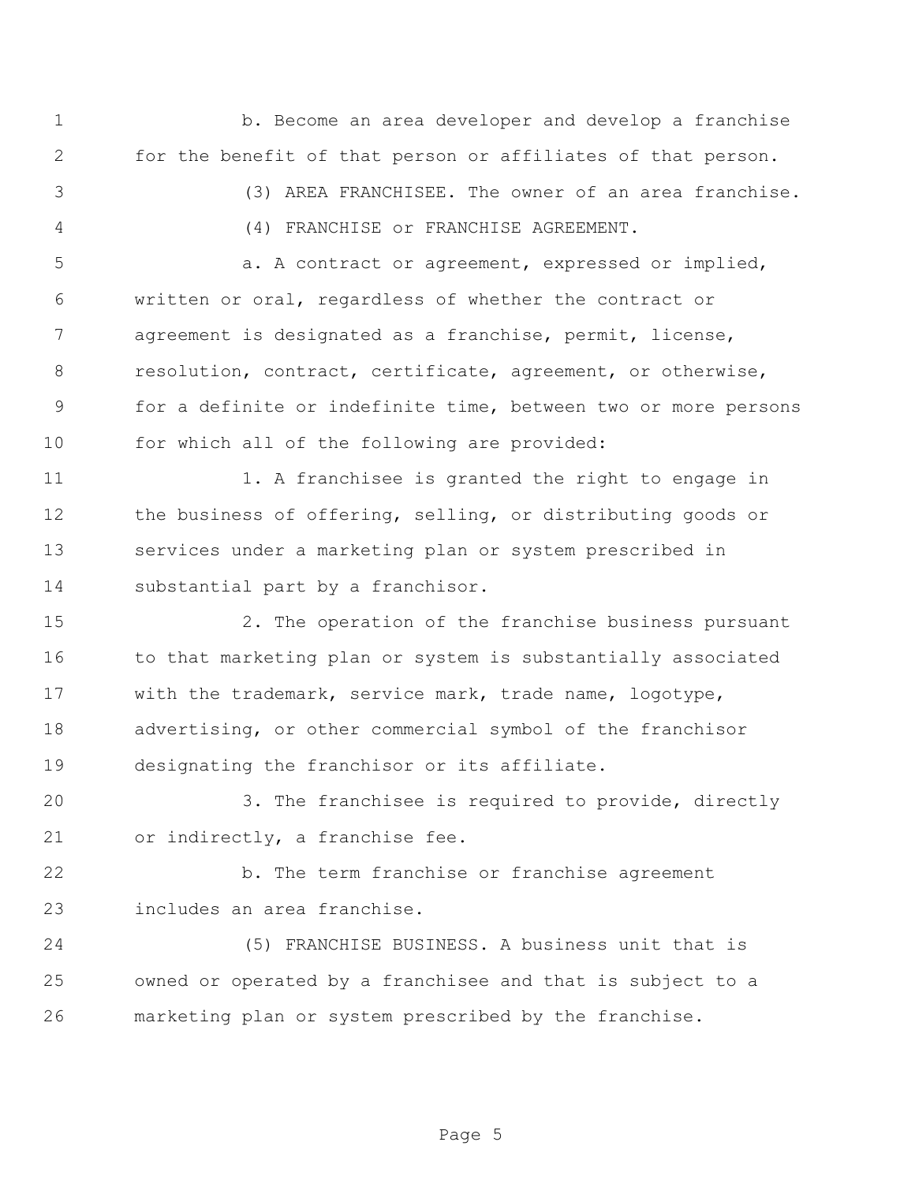b. Become an area developer and develop a franchise for the benefit of that person or affiliates of that person.

(3) AREA FRANCHISEE. The owner of an area franchise.

(4) FRANCHISE or FRANCHISE AGREEMENT.

a. A contract or agreement, expressed or implied, written or oral, regardless of whether the contract or agreement is designated as a franchise, permit, license, resolution, contract, certificate, agreement, or otherwise, for a definite or indefinite time, between two or more persons for which all of the following are provided:

1. A franchisee is granted the right to engage in the business of offering, selling, or distributing goods or services under a marketing plan or system prescribed in substantial part by a franchisor.

2. The operation of the franchise business pursuant to that marketing plan or system is substantially associated with the trademark, service mark, trade name, logotype, advertising, or other commercial symbol of the franchisor designating the franchisor or its affiliate.

3. The franchisee is required to provide, directly or indirectly, a franchise fee.

b. The term franchise or franchise agreement includes an area franchise.

(5) FRANCHISE BUSINESS. A business unit that is owned or operated by a franchisee and that is subject to a marketing plan or system prescribed by the franchise.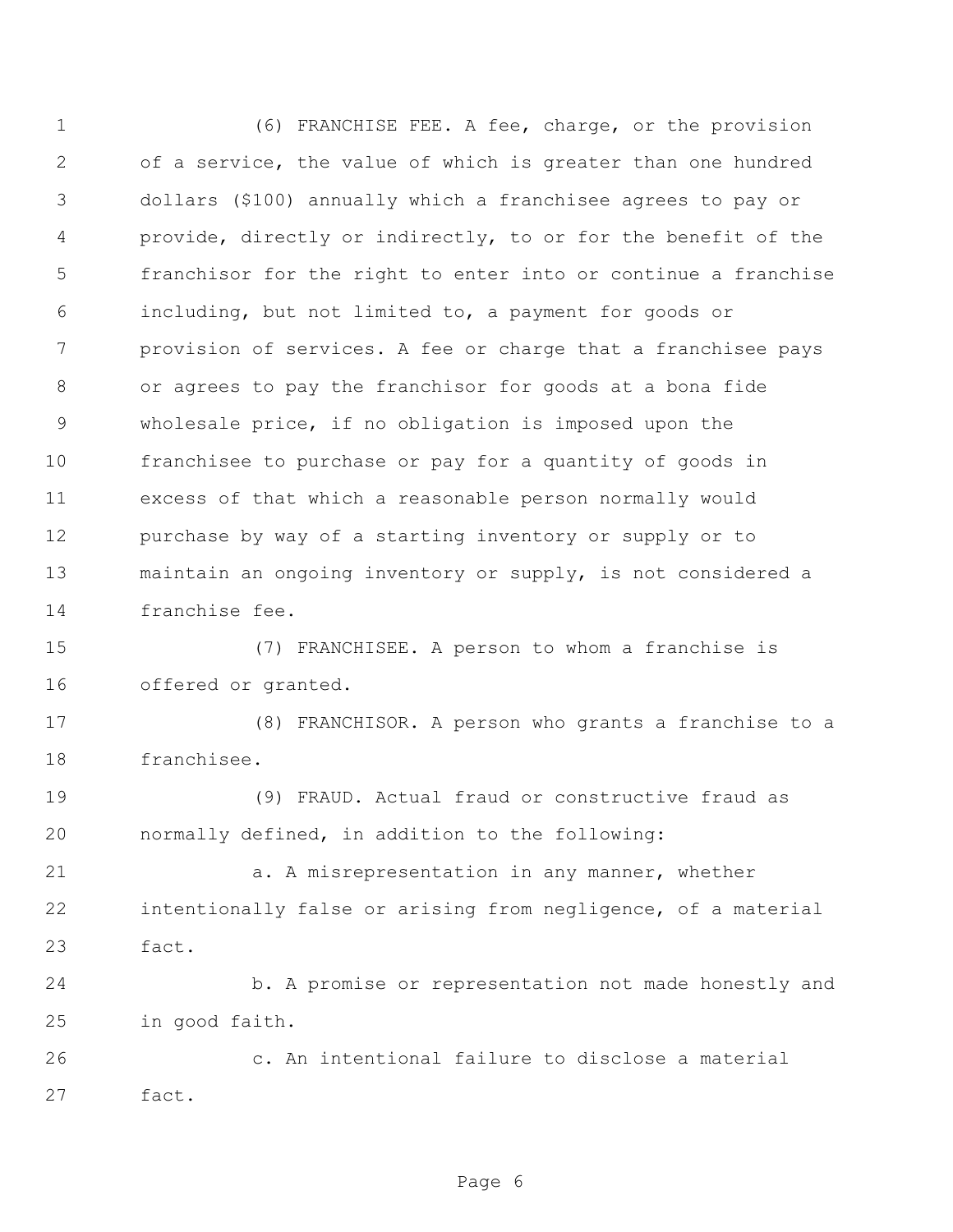(6) FRANCHISE FEE. A fee, charge, or the provision of a service, the value of which is greater than one hundred dollars ($100) annually which a franchisee agrees to pay or provide, directly or indirectly, to or for the benefit of the franchisor for the right to enter into or continue a franchise including, but not limited to, a payment for goods or provision of services. A fee or charge that a franchisee pays or agrees to pay the franchisor for goods at a bona fide wholesale price, if no obligation is imposed upon the franchisee to purchase or pay for a quantity of goods in excess of that which a reasonable person normally would purchase by way of a starting inventory or supply or to maintain an ongoing inventory or supply, is not considered a franchise fee.

(7) FRANCHISEE. A person to whom a franchise is offered or granted.

(8) FRANCHISOR. A person who grants a franchise to a franchisee.

(9) FRAUD. Actual fraud or constructive fraud as normally defined, in addition to the following:

a. A misrepresentation in any manner, whether intentionally false or arising from negligence, of a material fact.

b. A promise or representation not made honestly and in good faith.

c. An intentional failure to disclose a material fact.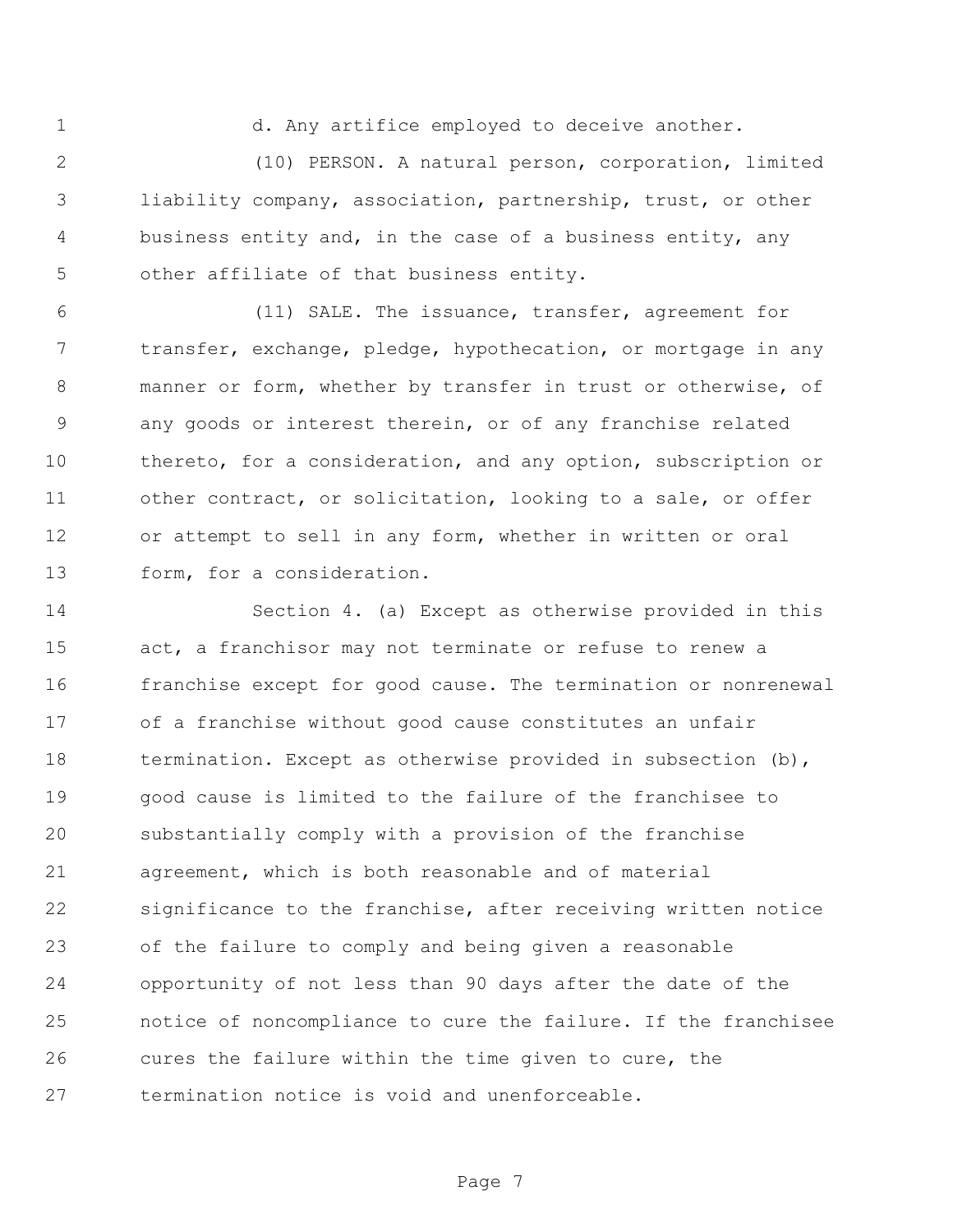d. Any artifice employed to deceive another.

(10) PERSON. A natural person, corporation, limited liability company, association, partnership, trust, or other business entity and, in the case of a business entity, any other affiliate of that business entity.

(11) SALE. The issuance, transfer, agreement for transfer, exchange, pledge, hypothecation, or mortgage in any manner or form, whether by transfer in trust or otherwise, of any goods or interest therein, or of any franchise related thereto, for a consideration, and any option, subscription or other contract, or solicitation, looking to a sale, or offer or attempt to sell in any form, whether in written or oral form, for a consideration.

Section 4. (a) Except as otherwise provided in this act, a franchisor may not terminate or refuse to renew a franchise except for good cause. The termination or nonrenewal of a franchise without good cause constitutes an unfair termination. Except as otherwise provided in subsection (b), good cause is limited to the failure of the franchisee to substantially comply with a provision of the franchise agreement, which is both reasonable and of material significance to the franchise, after receiving written notice of the failure to comply and being given a reasonable opportunity of not less than 90 days after the date of the notice of noncompliance to cure the failure. If the franchisee cures the failure within the time given to cure, the termination notice is void and unenforceable.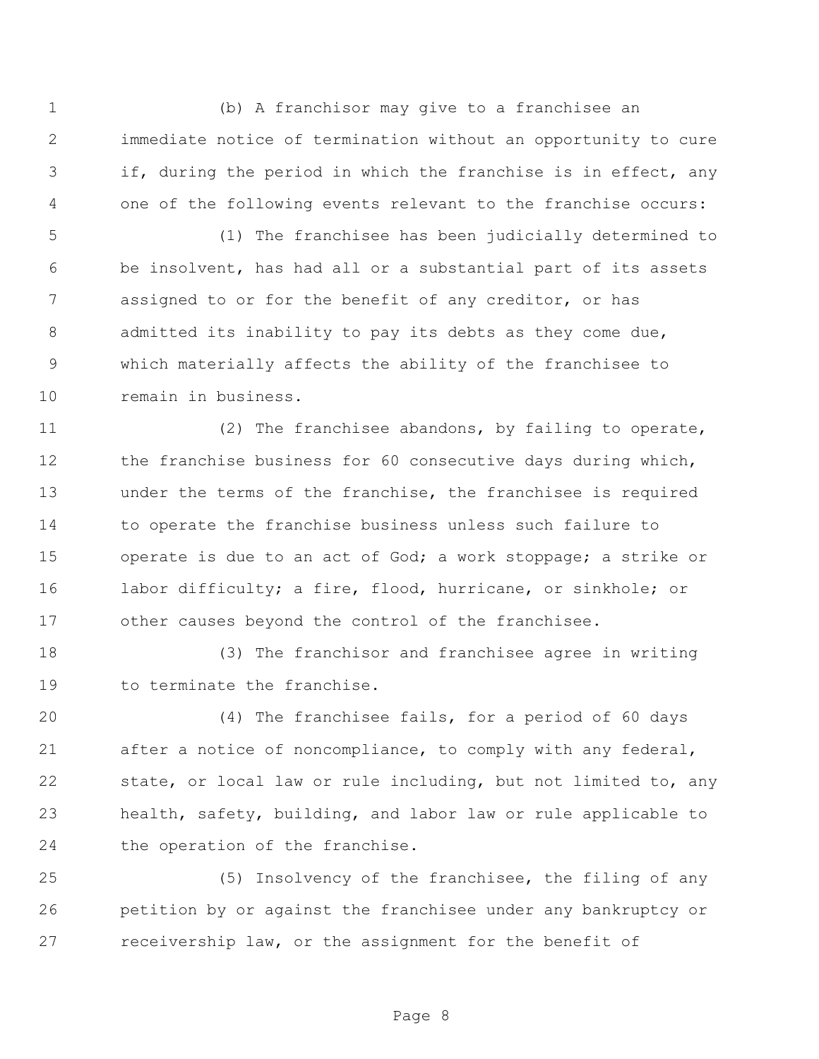(b) A franchisor may give to a franchisee an immediate notice of termination without an opportunity to cure if, during the period in which the franchise is in effect, any one of the following events relevant to the franchise occurs:

(1) The franchisee has been judicially determined to be insolvent, has had all or a substantial part of its assets assigned to or for the benefit of any creditor, or has admitted its inability to pay its debts as they come due, which materially affects the ability of the franchisee to remain in business.

(2) The franchisee abandons, by failing to operate, the franchise business for 60 consecutive days during which, under the terms of the franchise, the franchisee is required to operate the franchise business unless such failure to operate is due to an act of God; a work stoppage; a strike or labor difficulty; a fire, flood, hurricane, or sinkhole; or other causes beyond the control of the franchisee.

(3) The franchisor and franchisee agree in writing to terminate the franchise.

(4) The franchisee fails, for a period of 60 days after a notice of noncompliance, to comply with any federal, state, or local law or rule including, but not limited to, any health, safety, building, and labor law or rule applicable to the operation of the franchise.

(5) Insolvency of the franchisee, the filing of any petition by or against the franchisee under any bankruptcy or receivership law, or the assignment for the benefit of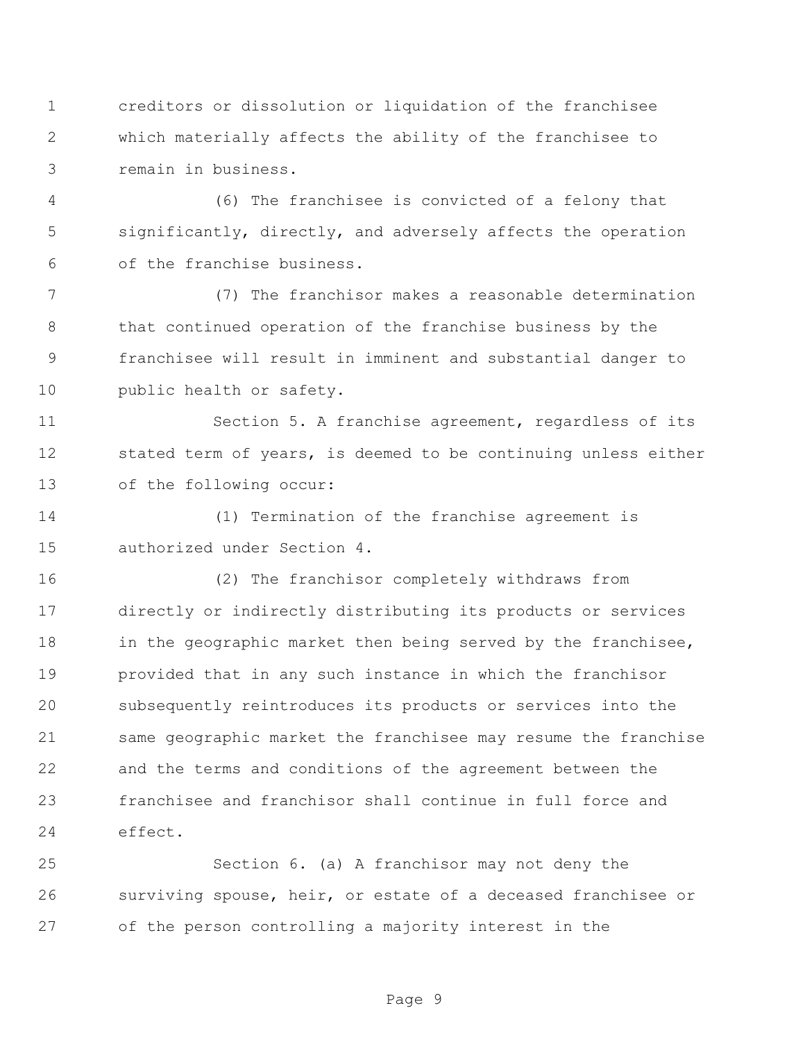creditors or dissolution or liquidation of the franchisee which materially affects the ability of the franchisee to remain in business.

(6) The franchisee is convicted of a felony that significantly, directly, and adversely affects the operation of the franchise business.

(7) The franchisor makes a reasonable determination that continued operation of the franchise business by the franchisee will result in imminent and substantial danger to public health or safety.

Section 5. A franchise agreement, regardless of its stated term of years, is deemed to be continuing unless either of the following occur:

(1) Termination of the franchise agreement is authorized under Section 4.

(2) The franchisor completely withdraws from directly or indirectly distributing its products or services in the geographic market then being served by the franchisee, provided that in any such instance in which the franchisor subsequently reintroduces its products or services into the same geographic market the franchisee may resume the franchise and the terms and conditions of the agreement between the franchisee and franchisor shall continue in full force and effect.

Section 6. (a) A franchisor may not deny the surviving spouse, heir, or estate of a deceased franchisee or of the person controlling a majority interest in the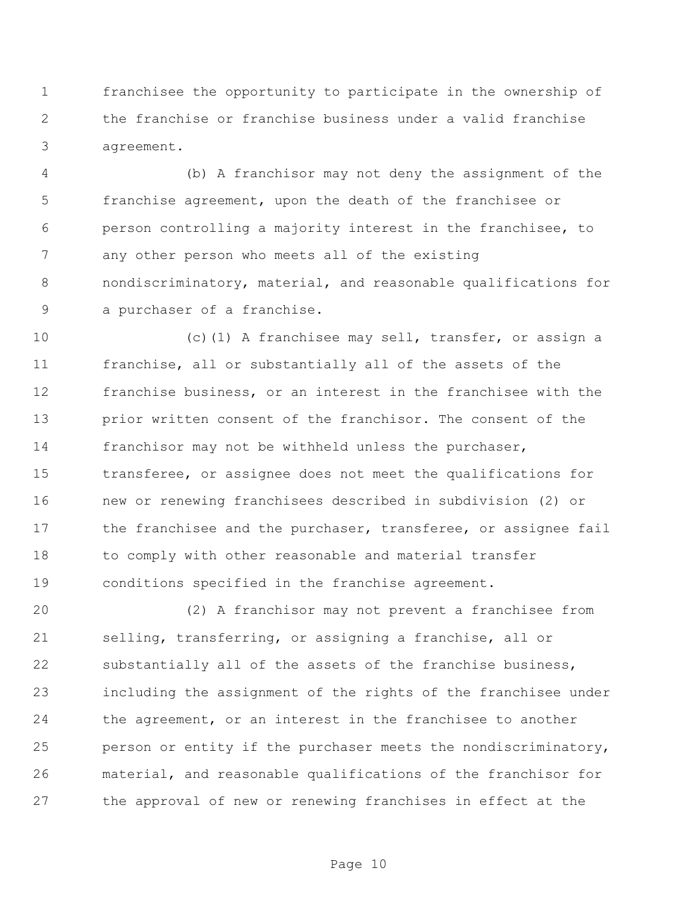franchisee the opportunity to participate in the ownership of the franchise or franchise business under a valid franchise agreement.

(b) A franchisor may not deny the assignment of the franchise agreement, upon the death of the franchisee or person controlling a majority interest in the franchisee, to any other person who meets all of the existing nondiscriminatory, material, and reasonable qualifications for a purchaser of a franchise.

(c)(1) A franchisee may sell, transfer, or assign a franchise, all or substantially all of the assets of the franchise business, or an interest in the franchisee with the prior written consent of the franchisor. The consent of the franchisor may not be withheld unless the purchaser, transferee, or assignee does not meet the qualifications for new or renewing franchisees described in subdivision (2) or the franchisee and the purchaser, transferee, or assignee fail to comply with other reasonable and material transfer conditions specified in the franchise agreement.

(2) A franchisor may not prevent a franchisee from selling, transferring, or assigning a franchise, all or substantially all of the assets of the franchise business, including the assignment of the rights of the franchisee under the agreement, or an interest in the franchisee to another person or entity if the purchaser meets the nondiscriminatory, material, and reasonable qualifications of the franchisor for the approval of new or renewing franchises in effect at the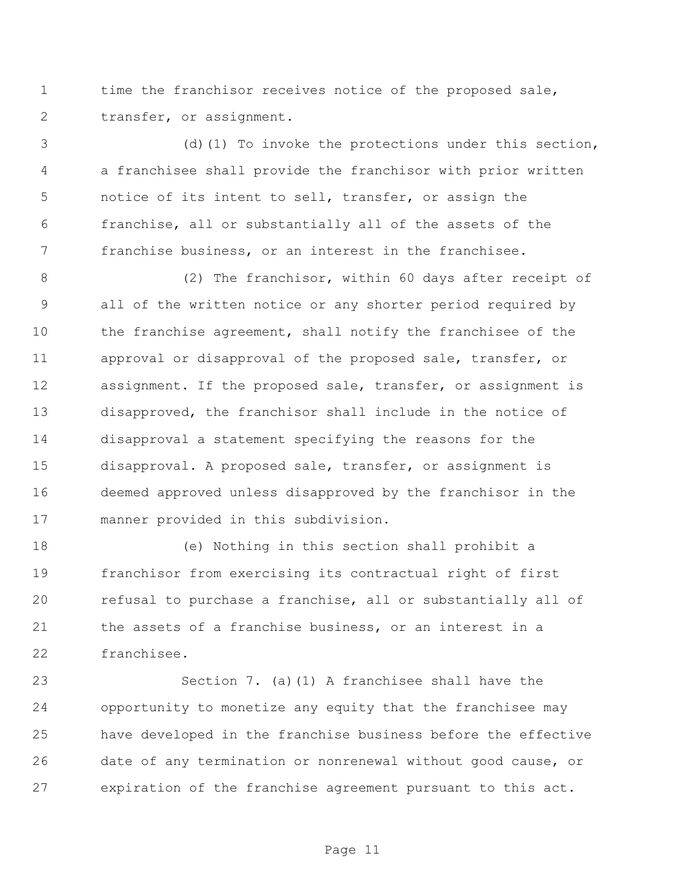time the franchisor receives notice of the proposed sale, transfer, or assignment.

(d)(1) To invoke the protections under this section, a franchisee shall provide the franchisor with prior written notice of its intent to sell, transfer, or assign the franchise, all or substantially all of the assets of the franchise business, or an interest in the franchisee.

(2) The franchisor, within 60 days after receipt of all of the written notice or any shorter period required by the franchise agreement, shall notify the franchisee of the approval or disapproval of the proposed sale, transfer, or assignment. If the proposed sale, transfer, or assignment is disapproved, the franchisor shall include in the notice of disapproval a statement specifying the reasons for the disapproval. A proposed sale, transfer, or assignment is deemed approved unless disapproved by the franchisor in the manner provided in this subdivision.

(e) Nothing in this section shall prohibit a franchisor from exercising its contractual right of first refusal to purchase a franchise, all or substantially all of the assets of a franchise business, or an interest in a franchisee.

Section 7. (a)(1) A franchisee shall have the opportunity to monetize any equity that the franchisee may have developed in the franchise business before the effective date of any termination or nonrenewal without good cause, or expiration of the franchise agreement pursuant to this act.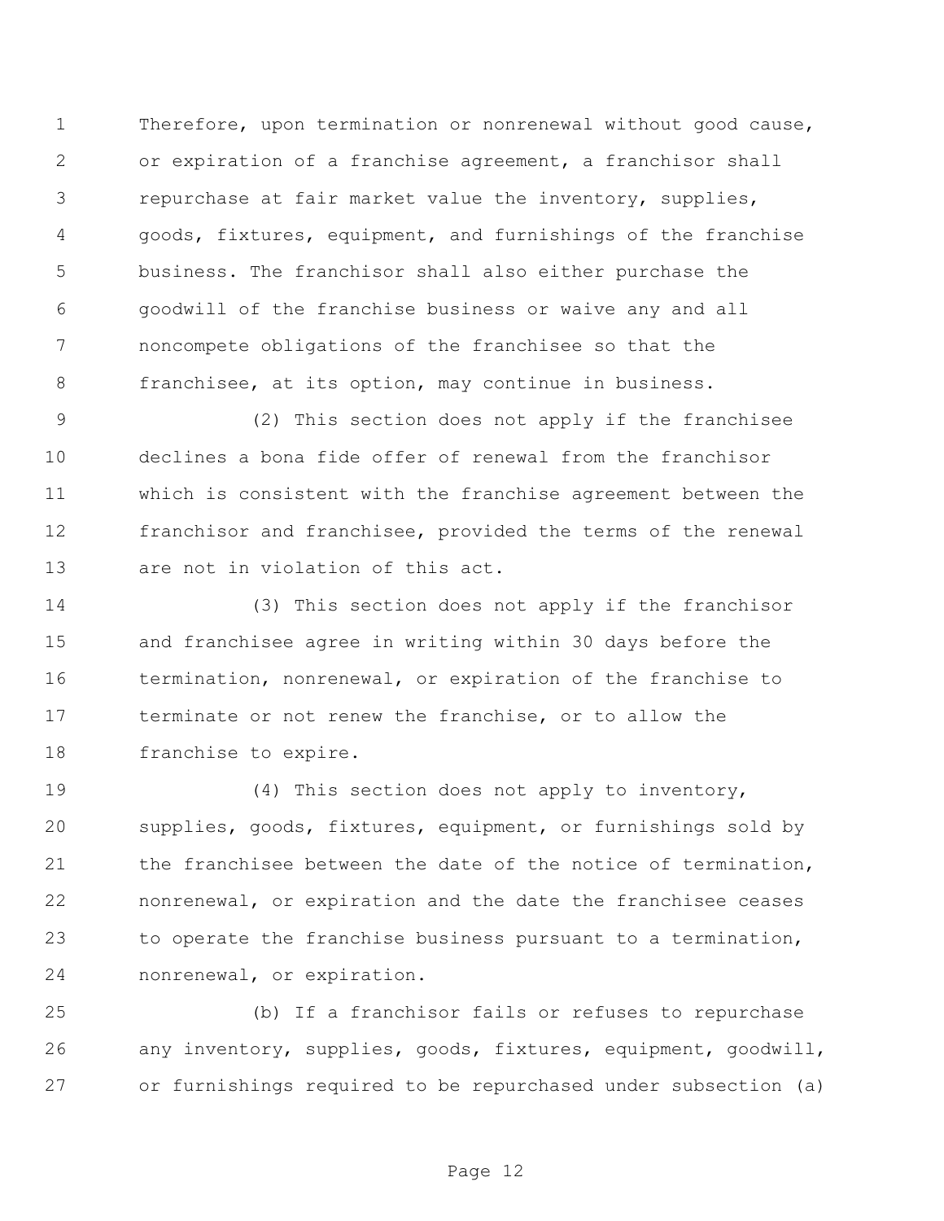Therefore, upon termination or nonrenewal without good cause, or expiration of a franchise agreement, a franchisor shall repurchase at fair market value the inventory, supplies, goods, fixtures, equipment, and furnishings of the franchise business. The franchisor shall also either purchase the goodwill of the franchise business or waive any and all noncompete obligations of the franchisee so that the franchisee, at its option, may continue in business.

(2) This section does not apply if the franchisee declines a bona fide offer of renewal from the franchisor which is consistent with the franchise agreement between the franchisor and franchisee, provided the terms of the renewal are not in violation of this act.

(3) This section does not apply if the franchisor and franchisee agree in writing within 30 days before the termination, nonrenewal, or expiration of the franchise to terminate or not renew the franchise, or to allow the franchise to expire.

(4) This section does not apply to inventory, supplies, goods, fixtures, equipment, or furnishings sold by the franchisee between the date of the notice of termination, nonrenewal, or expiration and the date the franchisee ceases to operate the franchise business pursuant to a termination, nonrenewal, or expiration.

(b) If a franchisor fails or refuses to repurchase any inventory, supplies, goods, fixtures, equipment, goodwill, or furnishings required to be repurchased under subsection (a)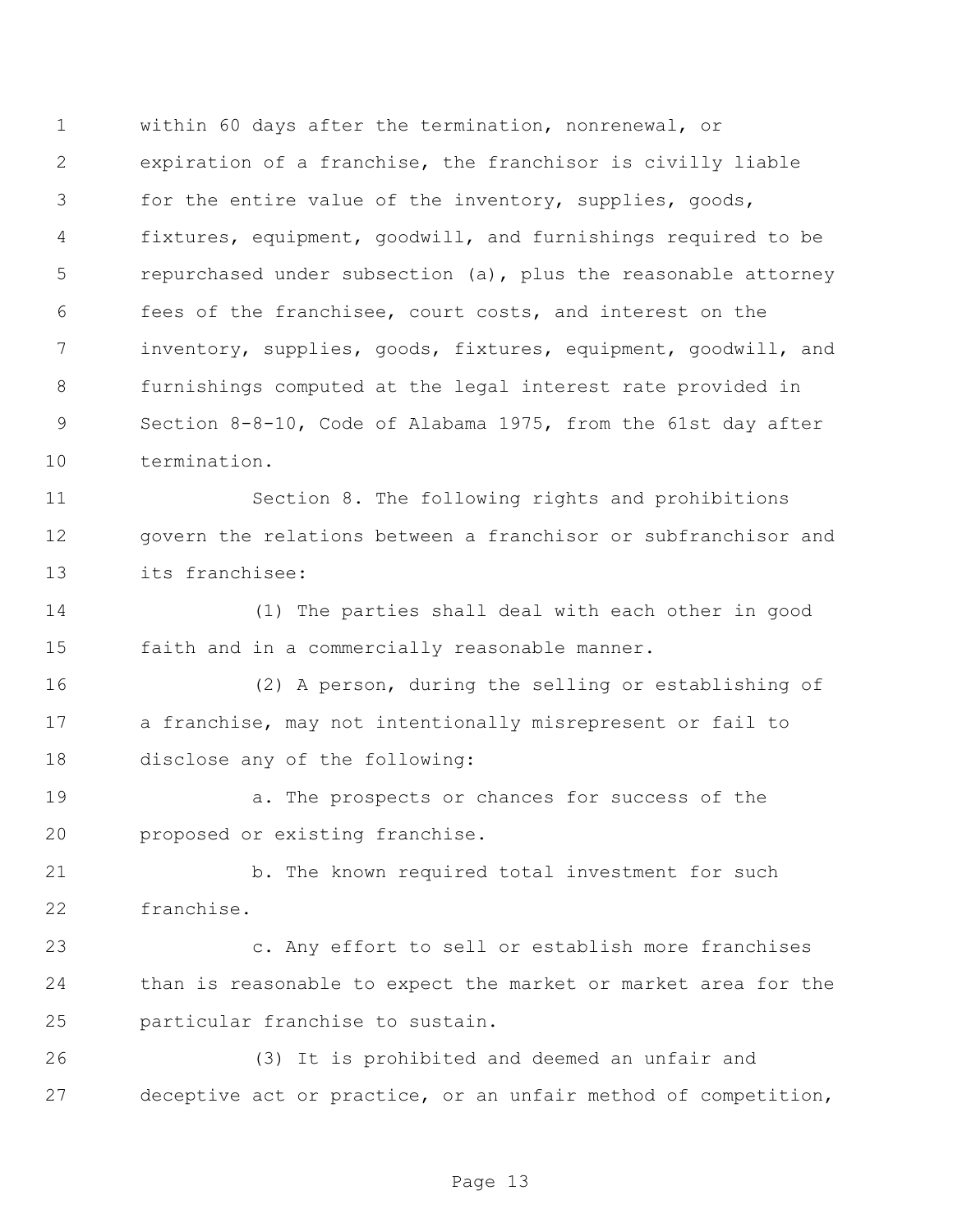within 60 days after the termination, nonrenewal, or expiration of a franchise, the franchisor is civilly liable for the entire value of the inventory, supplies, goods, fixtures, equipment, goodwill, and furnishings required to be repurchased under subsection (a), plus the reasonable attorney fees of the franchisee, court costs, and interest on the inventory, supplies, goods, fixtures, equipment, goodwill, and furnishings computed at the legal interest rate provided in Section 8-8-10, Code of Alabama 1975, from the 61st day after termination.

Section 8. The following rights and prohibitions govern the relations between a franchisor or subfranchisor and its franchisee:

(1) The parties shall deal with each other in good faith and in a commercially reasonable manner.

(2) A person, during the selling or establishing of a franchise, may not intentionally misrepresent or fail to disclose any of the following:

a. The prospects or chances for success of the proposed or existing franchise.

b. The known required total investment for such franchise.

c. Any effort to sell or establish more franchises than is reasonable to expect the market or market area for the particular franchise to sustain.

(3) It is prohibited and deemed an unfair and deceptive act or practice, or an unfair method of competition,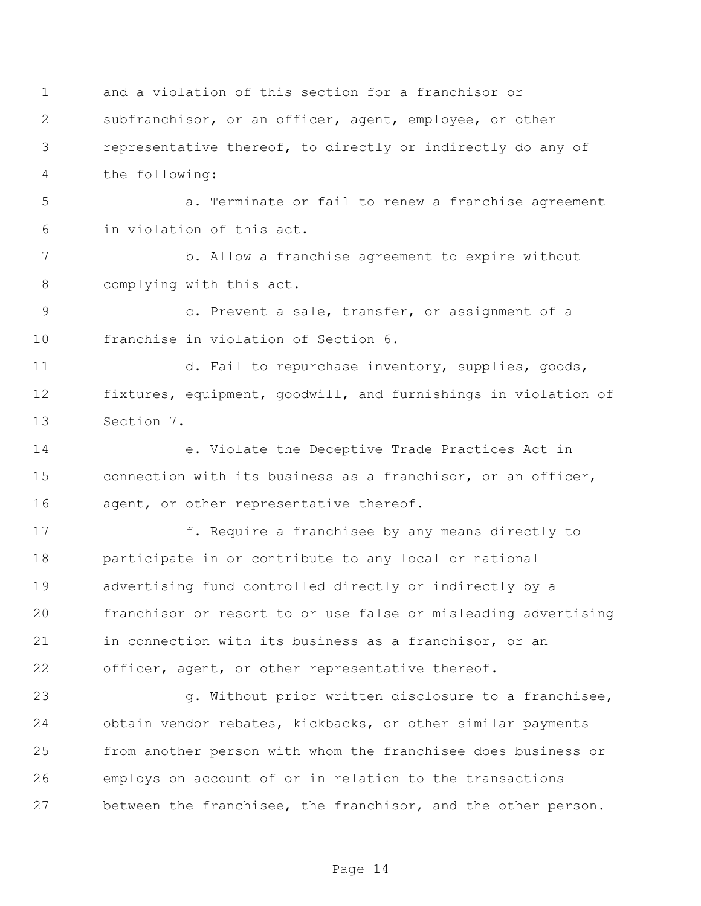and a violation of this section for a franchisor or subfranchisor, or an officer, agent, employee, or other representative thereof, to directly or indirectly do any of the following:

a. Terminate or fail to renew a franchise agreement in violation of this act.

b. Allow a franchise agreement to expire without complying with this act.

c. Prevent a sale, transfer, or assignment of a franchise in violation of Section 6.

d. Fail to repurchase inventory, supplies, goods, fixtures, equipment, goodwill, and furnishings in violation of Section 7.

e. Violate the Deceptive Trade Practices Act in connection with its business as a franchisor, or an officer, agent, or other representative thereof.

f. Require a franchisee by any means directly to participate in or contribute to any local or national advertising fund controlled directly or indirectly by a franchisor or resort to or use false or misleading advertising in connection with its business as a franchisor, or an officer, agent, or other representative thereof.

g. Without prior written disclosure to a franchisee, obtain vendor rebates, kickbacks, or other similar payments from another person with whom the franchisee does business or employs on account of or in relation to the transactions between the franchisee, the franchisor, and the other person.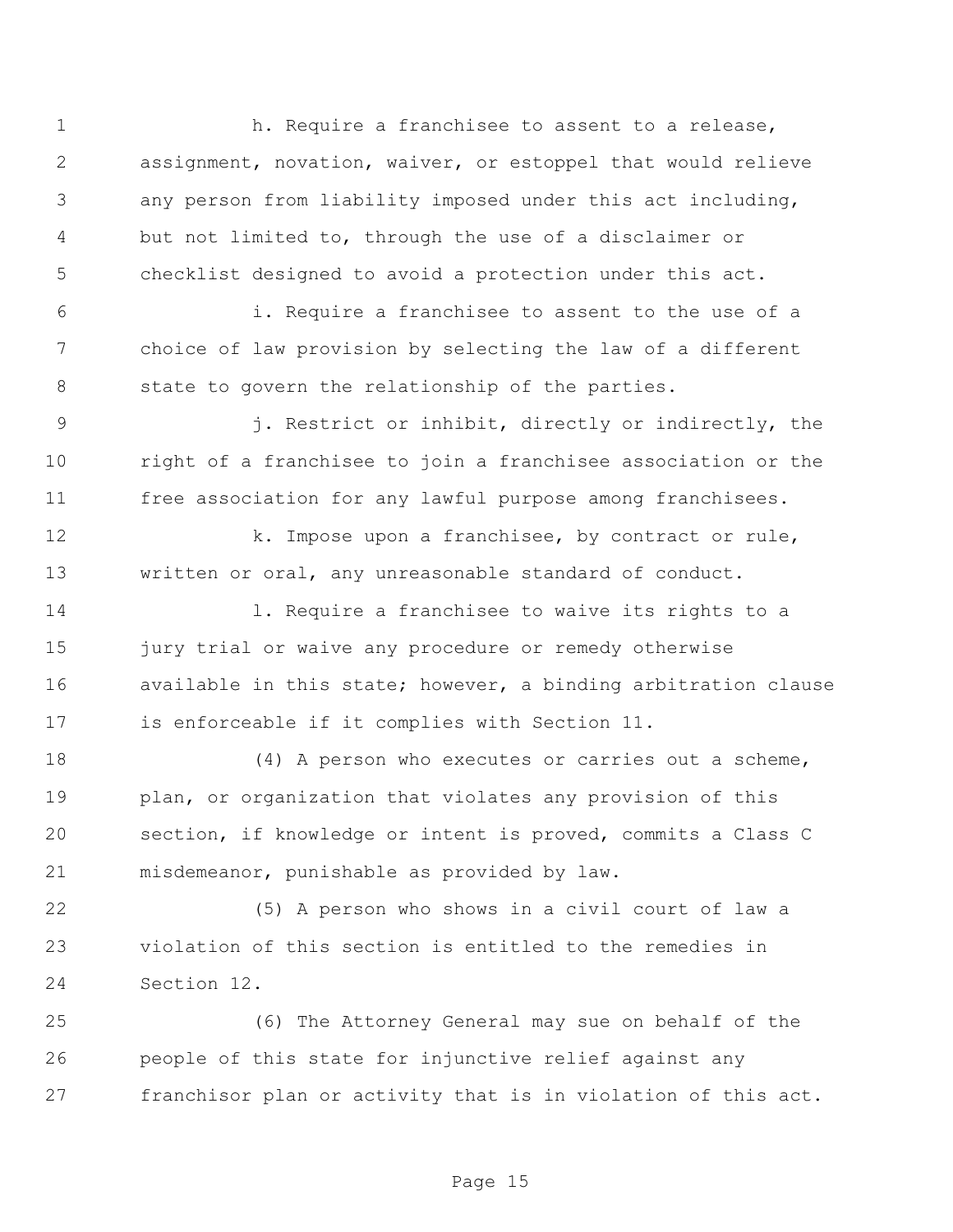h. Require a franchisee to assent to a release, assignment, novation, waiver, or estoppel that would relieve any person from liability imposed under this act including, but not limited to, through the use of a disclaimer or checklist designed to avoid a protection under this act.

i. Require a franchisee to assent to the use of a choice of law provision by selecting the law of a different state to govern the relationship of the parties.

j. Restrict or inhibit, directly or indirectly, the right of a franchisee to join a franchisee association or the free association for any lawful purpose among franchisees.

k. Impose upon a franchisee, by contract or rule, written or oral, any unreasonable standard of conduct.

l. Require a franchisee to waive its rights to a jury trial or waive any procedure or remedy otherwise available in this state; however, a binding arbitration clause is enforceable if it complies with Section 11.

(4) A person who executes or carries out a scheme, plan, or organization that violates any provision of this section, if knowledge or intent is proved, commits a Class C misdemeanor, punishable as provided by law.

(5) A person who shows in a civil court of law a violation of this section is entitled to the remedies in Section 12.

(6) The Attorney General may sue on behalf of the people of this state for injunctive relief against any franchisor plan or activity that is in violation of this act.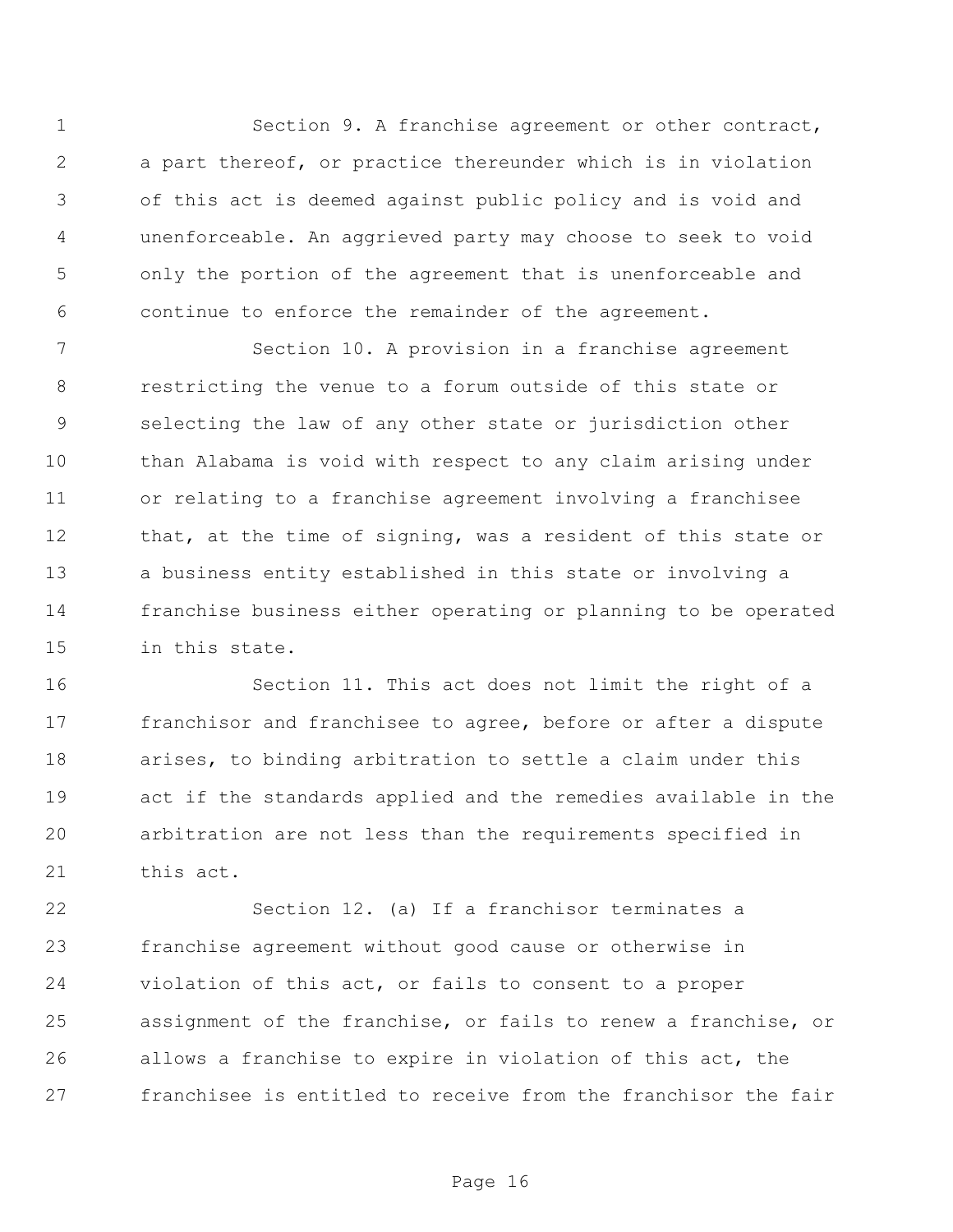Section 9. A franchise agreement or other contract, a part thereof, or practice thereunder which is in violation of this act is deemed against public policy and is void and unenforceable. An aggrieved party may choose to seek to void only the portion of the agreement that is unenforceable and continue to enforce the remainder of the agreement.

Section 10. A provision in a franchise agreement restricting the venue to a forum outside of this state or selecting the law of any other state or jurisdiction other than Alabama is void with respect to any claim arising under or relating to a franchise agreement involving a franchisee that, at the time of signing, was a resident of this state or a business entity established in this state or involving a franchise business either operating or planning to be operated in this state.

Section 11. This act does not limit the right of a franchisor and franchisee to agree, before or after a dispute arises, to binding arbitration to settle a claim under this act if the standards applied and the remedies available in the arbitration are not less than the requirements specified in this act.

Section 12. (a) If a franchisor terminates a franchise agreement without good cause or otherwise in violation of this act, or fails to consent to a proper assignment of the franchise, or fails to renew a franchise, or allows a franchise to expire in violation of this act, the franchisee is entitled to receive from the franchisor the fair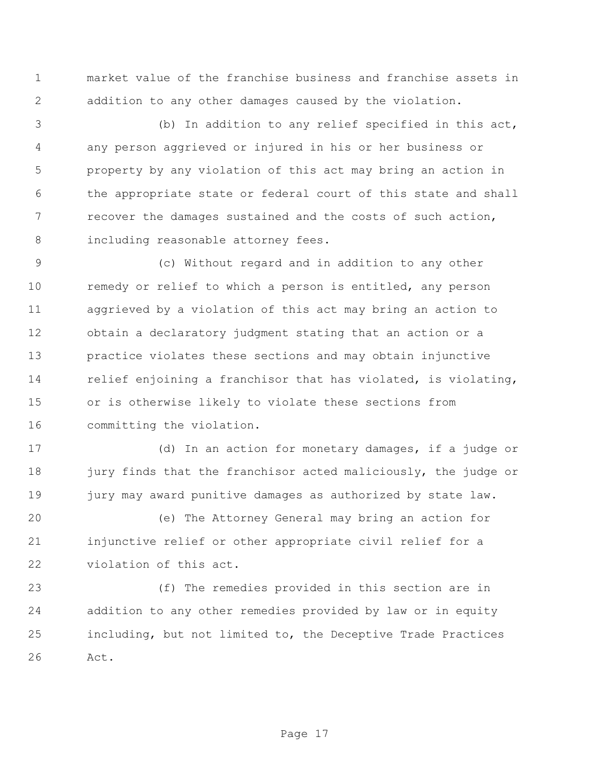market value of the franchise business and franchise assets in addition to any other damages caused by the violation.

(b) In addition to any relief specified in this act, any person aggrieved or injured in his or her business or property by any violation of this act may bring an action in the appropriate state or federal court of this state and shall recover the damages sustained and the costs of such action, including reasonable attorney fees.

(c) Without regard and in addition to any other remedy or relief to which a person is entitled, any person aggrieved by a violation of this act may bring an action to obtain a declaratory judgment stating that an action or a practice violates these sections and may obtain injunctive relief enjoining a franchisor that has violated, is violating, or is otherwise likely to violate these sections from committing the violation.

(d) In an action for monetary damages, if a judge or jury finds that the franchisor acted maliciously, the judge or jury may award punitive damages as authorized by state law.

(e) The Attorney General may bring an action for injunctive relief or other appropriate civil relief for a violation of this act.

(f) The remedies provided in this section are in addition to any other remedies provided by law or in equity including, but not limited to, the Deceptive Trade Practices Act.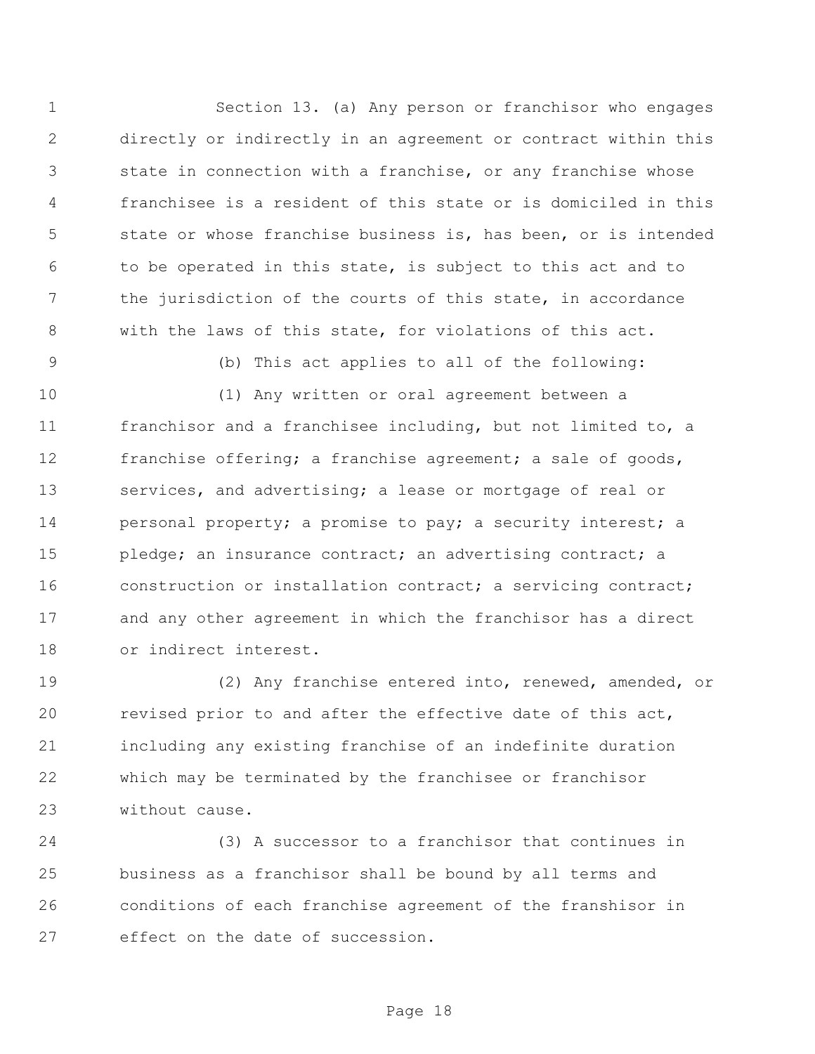Section 13. (a) Any person or franchisor who engages directly or indirectly in an agreement or contract within this state in connection with a franchise, or any franchise whose franchisee is a resident of this state or is domiciled in this state or whose franchise business is, has been, or is intended to be operated in this state, is subject to this act and to the jurisdiction of the courts of this state, in accordance with the laws of this state, for violations of this act.

(b) This act applies to all of the following:

(1) Any written or oral agreement between a franchisor and a franchisee including, but not limited to, a franchise offering; a franchise agreement; a sale of goods, services, and advertising; a lease or mortgage of real or personal property; a promise to pay; a security interest; a pledge; an insurance contract; an advertising contract; a construction or installation contract; a servicing contract; and any other agreement in which the franchisor has a direct or indirect interest.

(2) Any franchise entered into, renewed, amended, or revised prior to and after the effective date of this act, including any existing franchise of an indefinite duration which may be terminated by the franchisee or franchisor without cause.

(3) A successor to a franchisor that continues in business as a franchisor shall be bound by all terms and conditions of each franchise agreement of the franshisor in effect on the date of succession.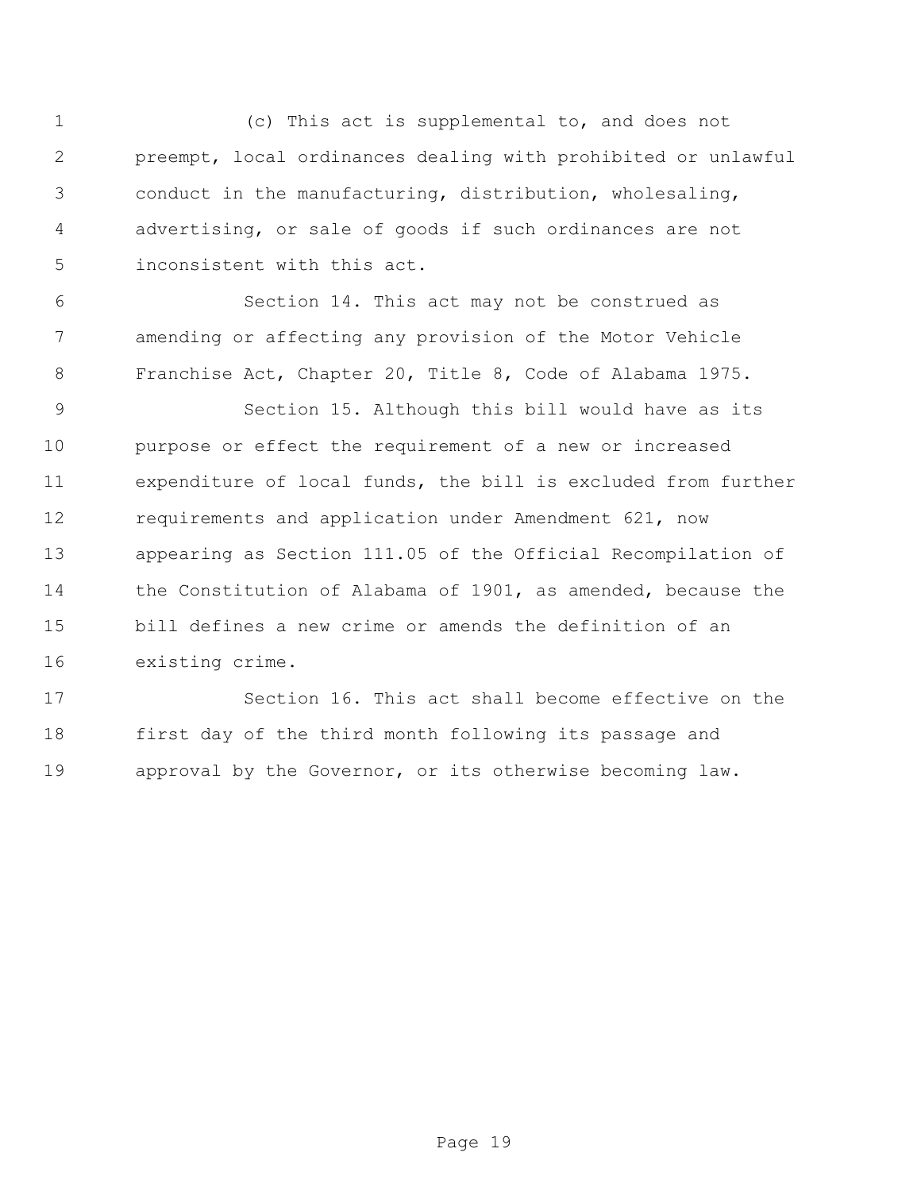(c) This act is supplemental to, and does not preempt, local ordinances dealing with prohibited or unlawful conduct in the manufacturing, distribution, wholesaling, advertising, or sale of goods if such ordinances are not inconsistent with this act.

Section 14. This act may not be construed as amending or affecting any provision of the Motor Vehicle Franchise Act, Chapter 20, Title 8, Code of Alabama 1975.

Section 15. Although this bill would have as its purpose or effect the requirement of a new or increased expenditure of local funds, the bill is excluded from further requirements and application under Amendment 621, now appearing as Section 111.05 of the Official Recompilation of the Constitution of Alabama of 1901, as amended, because the bill defines a new crime or amends the definition of an existing crime.

Section 16. This act shall become effective on the first day of the third month following its passage and approval by the Governor, or its otherwise becoming law.